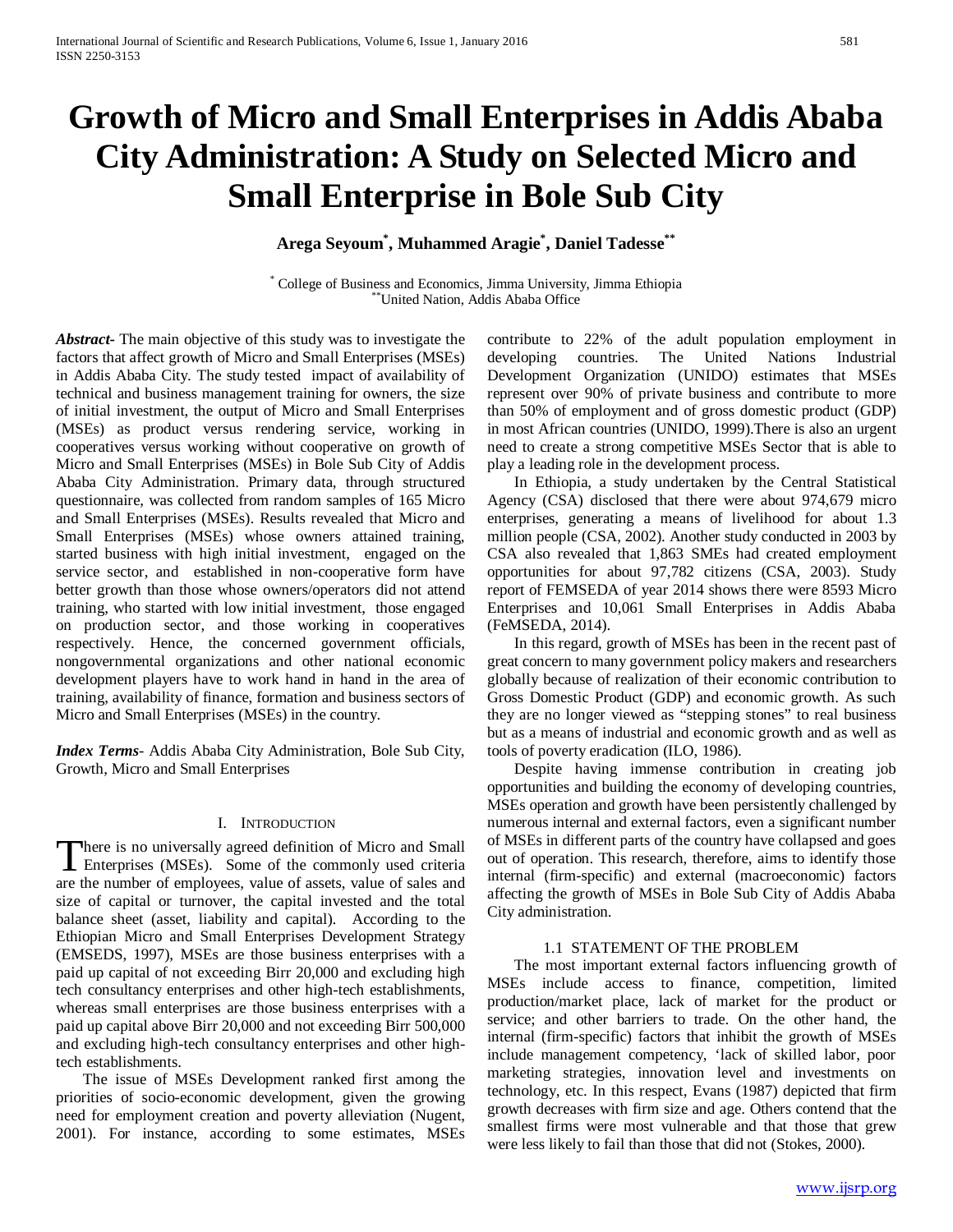# Growth of Micro and Small Enterprises in Addis Ababa City Administration: A Study on Selected Micro and Small Enterprise in Bole Sub City

**Arega Seyoum[*], Muhammed Aragie[*], Daniel Tadesse[**]**

[*] College of Business and Economics, Jimma University, Jimma Ethiopia
[**] United Nation, Addis Ababa Office

***Abstract***- The main objective of this study was to investigate the factors that affect growth of Micro and Small Enterprises (MSEs) in Addis Ababa City. The study tested impact of availability of technical and business management training for owners, the size of initial investment, the output of Micro and Small Enterprises (MSEs) as product versus rendering service, working in cooperatives versus working without cooperative on growth of Micro and Small Enterprises (MSEs) in Bole Sub City of Addis Ababa City Administration. Primary data, through structured questionnaire, was collected from random samples of 165 Micro and Small Enterprises (MSEs). Results revealed that Micro and Small Enterprises (MSEs) whose owners attained training, started business with high initial investment, engaged on the service sector, and established in non-cooperative form have better growth than those whose owners/operators did not attend training, who started with low initial investment, those engaged on production sector, and those working in cooperatives respectively. Hence, the concerned government officials, nongovernmental organizations and other national economic development players have to work hand in hand in the area of training, availability of finance, formation and business sectors of Micro and Small Enterprises (MSEs) in the country.

***Index Terms***- Addis Ababa City Administration, Bole Sub City, Growth, Micro and Small Enterprises

## I. Introduction

There is no universally agreed definition of Micro and Small Enterprises (MSEs). Some of the commonly used criteria are the number of employees, value of assets, value of sales and size of capital or turnover, the capital invested and the total balance sheet (asset, liability and capital). According to the Ethiopian Micro and Small Enterprises Development Strategy (EMSEDS, 1997), MSEs are those business enterprises with a paid up capital of not exceeding Birr 20,000 and excluding high tech consultancy enterprises and other high-tech establishments, whereas small enterprises are those business enterprises with a paid up capital above Birr 20,000 and not exceeding Birr 500,000 and excluding high-tech consultancy enterprises and other high-tech establishments.

The issue of MSEs Development ranked first among the priorities of socio-economic development, given the growing need for employment creation and poverty alleviation (Nugent, 2001). For instance, according to some estimates, MSEs contribute to 22% of the adult population employment in developing countries. The United Nations Industrial Development Organization (UNIDO) estimates that MSEs represent over 90% of private business and contribute to more than 50% of employment and of gross domestic product (GDP) in most African countries (UNIDO, 1999).There is also an urgent need to create a strong competitive MSEs Sector that is able to play a leading role in the development process.

In Ethiopia, a study undertaken by the Central Statistical Agency (CSA) disclosed that there were about 974,679 micro enterprises, generating a means of livelihood for about 1.3 million people (CSA, 2002). Another study conducted in 2003 by CSA also revealed that 1,863 SMEs had created employment opportunities for about 97,782 citizens (CSA, 2003). Study report of FEMSEDA of year 2014 shows there were 8593 Micro Enterprises and 10,061 Small Enterprises in Addis Ababa (FeMSEDA, 2014).

In this regard, growth of MSEs has been in the recent past of great concern to many government policy makers and researchers globally because of realization of their economic contribution to Gross Domestic Product (GDP) and economic growth. As such they are no longer viewed as "stepping stones" to real business but as a means of industrial and economic growth and as well as tools of poverty eradication (ILO, 1986).

Despite having immense contribution in creating job opportunities and building the economy of developing countries, MSEs operation and growth have been persistently challenged by numerous internal and external factors, even a significant number of MSEs in different parts of the country have collapsed and goes out of operation. This research, therefore, aims to identify those internal (firm-specific) and external (macroeconomic) factors affecting the growth of MSEs in Bole Sub City of Addis Ababa City administration.

### 1.1 STATEMENT OF THE PROBLEM

The most important external factors influencing growth of MSEs include access to finance, competition, limited production/market place, lack of market for the product or service; and other barriers to trade. On the other hand, the internal (firm-specific) factors that inhibit the growth of MSEs include management competency, 'lack of skilled labor, poor marketing strategies, innovation level and investments on technology, etc. In this respect, Evans (1987) depicted that firm growth decreases with firm size and age. Others contend that the smallest firms were most vulnerable and that those that grew were less likely to fail than those that did not (Stokes, 2000).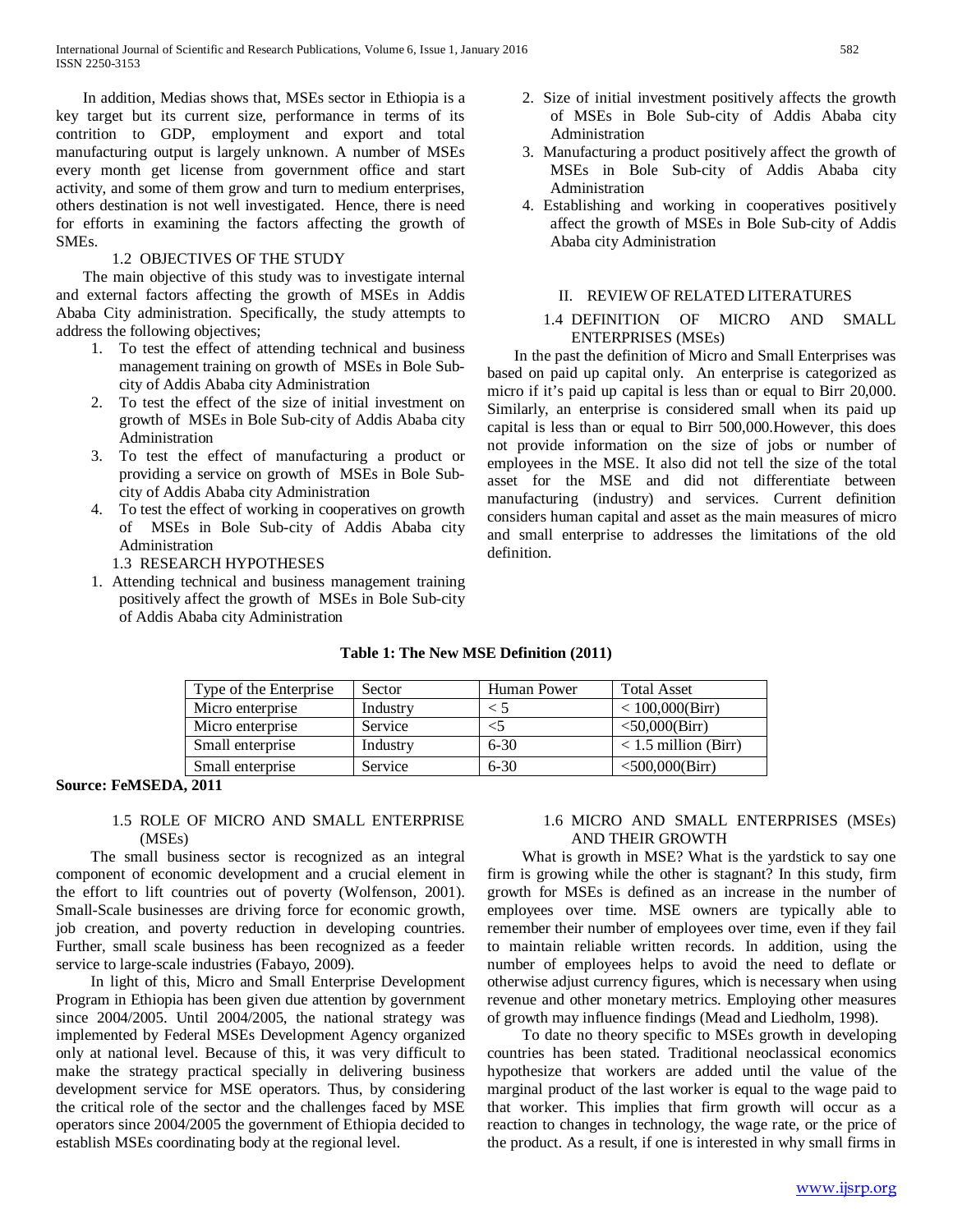In addition, Medias shows that, MSEs sector in Ethiopia is a key target but its current size, performance in terms of its contrition to GDP, employment and export and total manufacturing output is largely unknown. A number of MSEs every month get license from government office and start activity, and some of them grow and turn to medium enterprises, others destination is not well investigated. Hence, there is need for efforts in examining the factors affecting the growth of SMEs.

### 1.2 OBJECTIVES OF THE STUDY

The main objective of this study was to investigate internal and external factors affecting the growth of MSEs in Addis Ababa City administration. Specifically, the study attempts to address the following objectives;

1. To test the effect of attending technical and business management training on growth of MSEs in Bole Sub-city of Addis Ababa city Administration
2. To test the effect of the size of initial investment on growth of MSEs in Bole Sub-city of Addis Ababa city Administration
3. To test the effect of manufacturing a product or providing a service on growth of MSEs in Bole Sub-city of Addis Ababa city Administration
4. To test the effect of working in cooperatives on growth of MSEs in Bole Sub-city of Addis Ababa city Administration

### 1.3 RESEARCH HYPOTHESES

1. Attending technical and business management training positively affect the growth of MSEs in Bole Sub-city of Addis Ababa city Administration
2. Size of initial investment positively affects the growth of MSEs in Bole Sub-city of Addis Ababa city Administration
3. Manufacturing a product positively affect the growth of MSEs in Bole Sub-city of Addis Ababa city Administration
4. Establishing and working in cooperatives positively affect the growth of MSEs in Bole Sub-city of Addis Ababa city Administration

## II. REVIEW OF RELATED LITERATURES

### 1.4 DEFINITION OF MICRO AND SMALL ENTERPRISES (MSEs)

In the past the definition of Micro and Small Enterprises was based on paid up capital only. An enterprise is categorized as micro if it's paid up capital is less than or equal to Birr 20,000. Similarly, an enterprise is considered small when its paid up capital is less than or equal to Birr 500,000.However, this does not provide information on the size of jobs or number of employees in the MSE. It also did not tell the size of the total asset for the MSE and did not differentiate between manufacturing (industry) and services. Current definition considers human capital and asset as the main measures of micro and small enterprise to addresses the limitations of the old definition.

**Table 1: The New MSE Definition (2011)**

| Type of the Enterprise | Sector | Human Power | Total Asset |
|---|---|---|---|
| Micro enterprise | Industry | < 5 | < 100,000(Birr) |
| Micro enterprise | Service | <5 | <50,000(Birr) |
| Small enterprise | Industry | 6-30 | < 1.5 million (Birr) |
| Small enterprise | Service | 6-30 | <500,000(Birr) |

**Source: FeMSEDA, 2011**

### 1.5 ROLE OF MICRO AND SMALL ENTERPRISE (MSEs)

The small business sector is recognized as an integral component of economic development and a crucial element in the effort to lift countries out of poverty (Wolfenson, 2001). Small-Scale businesses are driving force for economic growth, job creation, and poverty reduction in developing countries. Further, small scale business has been recognized as a feeder service to large-scale industries (Fabayo, 2009).

In light of this, Micro and Small Enterprise Development Program in Ethiopia has been given due attention by government since 2004/2005. Until 2004/2005, the national strategy was implemented by Federal MSEs Development Agency organized only at national level. Because of this, it was very difficult to make the strategy practical specially in delivering business development service for MSE operators. Thus, by considering the critical role of the sector and the challenges faced by MSE operators since 2004/2005 the government of Ethiopia decided to establish MSEs coordinating body at the regional level.

### 1.6 MICRO AND SMALL ENTERPRISES (MSEs) AND THEIR GROWTH

What is growth in MSE? What is the yardstick to say one firm is growing while the other is stagnant? In this study, firm growth for MSEs is defined as an increase in the number of employees over time. MSE owners are typically able to remember their number of employees over time, even if they fail to maintain reliable written records. In addition, using the number of employees helps to avoid the need to deflate or otherwise adjust currency figures, which is necessary when using revenue and other monetary metrics. Employing other measures of growth may influence findings (Mead and Liedholm, 1998).

To date no theory specific to MSEs growth in developing countries has been stated. Traditional neoclassical economics hypothesize that workers are added until the value of the marginal product of the last worker is equal to the wage paid to that worker. This implies that firm growth will occur as a reaction to changes in technology, the wage rate, or the price of the product. As a result, if one is interested in why small firms in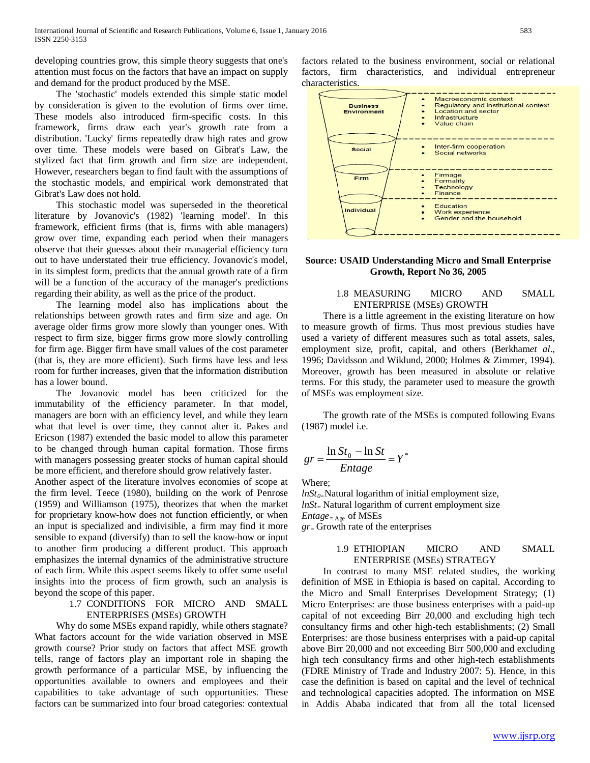developing countries grow, this simple theory suggests that one's attention must focus on the factors that have an impact on supply and demand for the product produced by the MSE.

The 'stochastic' models extended this simple static model by consideration is given to the evolution of firms over time. These models also introduced firm-specific costs. In this framework, firms draw each year's growth rate from a distribution. 'Lucky' firms repeatedly draw high rates and grow over time. These models were based on Gibrat's Law, the stylized fact that firm growth and firm size are independent. However, researchers began to find fault with the assumptions of the stochastic models, and empirical work demonstrated that Gibrat's Law does not hold.

This stochastic model was superseded in the theoretical literature by Jovanovic's (1982) 'learning model'. In this framework, efficient firms (that is, firms with able managers) grow over time, expanding each period when their managers observe that their guesses about their managerial efficiency turn out to have understated their true efficiency. Jovanovic's model, in its simplest form, predicts that the annual growth rate of a firm will be a function of the accuracy of the manager's predictions regarding their ability, as well as the price of the product.

The learning model also has implications about the relationships between growth rates and firm size and age. On average older firms grow more slowly than younger ones. With respect to firm size, bigger firms grow more slowly controlling for firm age. Bigger firm have small values of the cost parameter (that is, they are more efficient). Such firms have less and less room for further increases, given that the information distribution has a lower bound.

The Jovanovic model has been criticized for the immutability of the efficiency parameter. In that model, managers are born with an efficiency level, and while they learn what that level is over time, they cannot alter it. Pakes and Ericson (1987) extended the basic model to allow this parameter to be changed through human capital formation. Those firms with managers possessing greater stocks of human capital should be more efficient, and therefore should grow relatively faster.

Another aspect of the literature involves economies of scope at the firm level. Teece (1980), building on the work of Penrose (1959) and Williamson (1975), theorizes that when the market for proprietary know-how does not function efficiently, or when an input is specialized and indivisible, a firm may find it more sensible to expand (diversify) than to sell the know-how or input to another firm producing a different product. This approach emphasizes the internal dynamics of the administrative structure of each firm. While this aspect seems likely to offer some useful insights into the process of firm growth, such an analysis is beyond the scope of this paper.

### 1.7 CONDITIONS FOR MICRO AND SMALL ENTERPRISES (MSEs) GROWTH

Why do some MSEs expand rapidly, while others stagnate? What factors account for the wide variation observed in MSE growth course? Prior study on factors that affect MSE growth tells, range of factors play an important role in shaping the growth performance of a particular MSE, by influencing the opportunities available to owners and employees and their capabilities to take advantage of such opportunities. These factors can be summarized into four broad categories: contextual factors related to the business environment, social or relational factors, firm characteristics, and individual entrepreneur characteristics.

| Level | Factors |
|---|---|
| Business Environment | Macroeconomic context; Regulatory and institutional context; Location and sector; Infrastructure; Value chain |
| Social | Inter-firm cooperation; Social networks |
| Firm | Firmage; Formality; Technology; Finance |
| Individual | Education; Work experience; Gender and the household |

**Source: USAID Understanding Micro and Small Enterprise Growth, Report No 36, 2005**

### 1.8 MEASURING MICRO AND SMALL ENTERPRISE (MSEs) GROWTH

There is a little agreement in the existing literature on how to measure growth of firms. Thus most previous studies have used a variety of different measures such as total assets, sales, employment size, profit, capital, and others (Berkham*et al*., 1996; Davidsson and Wiklund, 2000; Holmes & Zimmer, 1994). Moreover, growth has been measured in absolute or relative terms. For this study, the parameter used to measure the growth of MSEs was employment size.

The growth rate of the MSEs is computed following Evans (1987) model i.e.

$$gr = \frac{\ln St_0 - \ln St}{Entage} = Y^*$$

Where;

$lnSt_0$= Natural logarithm of initial employment size,

$lnSt$ = Natural logarithm of current employment size

$Entage$ = Age of MSEs

$gr$ = Growth rate of the enterprises

### 1.9 ETHIOPIAN MICRO AND SMALL ENTERPRISE (MSEs) STRATEGY

In contrast to many MSE related studies, the working definition of MSE in Ethiopia is based on capital. According to the Micro and Small Enterprises Development Strategy; (1) Micro Enterprises: are those business enterprises with a paid-up capital of not exceeding Birr 20,000 and excluding high tech consultancy firms and other high-tech establishments; (2) Small Enterprises: are those business enterprises with a paid-up capital above Birr 20,000 and not exceeding Birr 500,000 and excluding high tech consultancy firms and other high-tech establishments (FDRE Ministry of Trade and Industry 2007: 5). Hence, in this case the definition is based on capital and the level of technical and technological capacities adopted. The information on MSE in Addis Ababa indicated that from all the total licensed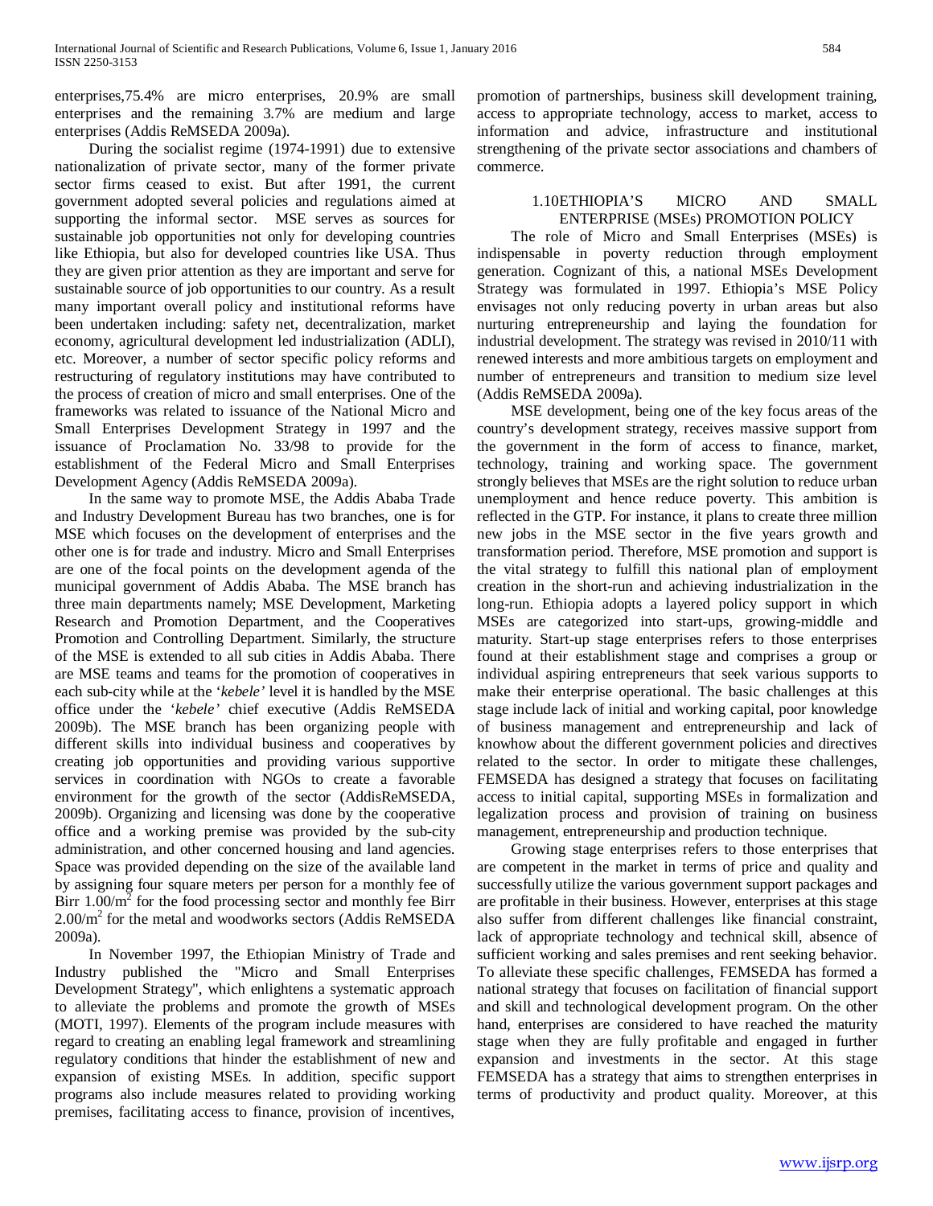enterprises,75.4% are micro enterprises, 20.9% are small enterprises and the remaining 3.7% are medium and large enterprises (Addis ReMSEDA 2009a).

During the socialist regime (1974-1991) due to extensive nationalization of private sector, many of the former private sector firms ceased to exist. But after 1991, the current government adopted several policies and regulations aimed at supporting the informal sector. MSE serves as sources for sustainable job opportunities not only for developing countries like Ethiopia, but also for developed countries like USA. Thus they are given prior attention as they are important and serve for sustainable source of job opportunities to our country. As a result many important overall policy and institutional reforms have been undertaken including: safety net, decentralization, market economy, agricultural development led industrialization (ADLI), etc. Moreover, a number of sector specific policy reforms and restructuring of regulatory institutions may have contributed to the process of creation of micro and small enterprises. One of the frameworks was related to issuance of the National Micro and Small Enterprises Development Strategy in 1997 and the issuance of Proclamation No. 33/98 to provide for the establishment of the Federal Micro and Small Enterprises Development Agency (Addis ReMSEDA 2009a).

In the same way to promote MSE, the Addis Ababa Trade and Industry Development Bureau has two branches, one is for MSE which focuses on the development of enterprises and the other one is for trade and industry. Micro and Small Enterprises are one of the focal points on the development agenda of the municipal government of Addis Ababa. The MSE branch has three main departments namely; MSE Development, Marketing Research and Promotion Department, and the Cooperatives Promotion and Controlling Department. Similarly, the structure of the MSE is extended to all sub cities in Addis Ababa. There are MSE teams and teams for the promotion of cooperatives in each sub-city while at the '*kebele'* level it is handled by the MSE office under the '*kebele'* chief executive (Addis ReMSEDA 2009b). The MSE branch has been organizing people with different skills into individual business and cooperatives by creating job opportunities and providing various supportive services in coordination with NGOs to create a favorable environment for the growth of the sector (AddisReMSEDA, 2009b). Organizing and licensing was done by the cooperative office and a working premise was provided by the sub-city administration, and other concerned housing and land agencies. Space was provided depending on the size of the available land by assigning four square meters per person for a monthly fee of Birr 1.00/$m^2$ for the food processing sector and monthly fee Birr 2.00/$m^2$ for the metal and woodworks sectors (Addis ReMSEDA 2009a).

In November 1997, the Ethiopian Ministry of Trade and Industry published the "Micro and Small Enterprises Development Strategy", which enlightens a systematic approach to alleviate the problems and promote the growth of MSEs (MOTI, 1997). Elements of the program include measures with regard to creating an enabling legal framework and streamlining regulatory conditions that hinder the establishment of new and expansion of existing MSEs. In addition, specific support programs also include measures related to providing working premises, facilitating access to finance, provision of incentives, promotion of partnerships, business skill development training, access to appropriate technology, access to market, access to information and advice, infrastructure and institutional strengthening of the private sector associations and chambers of commerce.

## 1.10 ETHIOPIA'S MICRO AND SMALL ENTERPRISE (MSEs) PROMOTION POLICY

The role of Micro and Small Enterprises (MSEs) is indispensable in poverty reduction through employment generation. Cognizant of this, a national MSEs Development Strategy was formulated in 1997. Ethiopia's MSE Policy envisages not only reducing poverty in urban areas but also nurturing entrepreneurship and laying the foundation for industrial development. The strategy was revised in 2010/11 with renewed interests and more ambitious targets on employment and number of entrepreneurs and transition to medium size level (Addis ReMSEDA 2009a).

MSE development, being one of the key focus areas of the country's development strategy, receives massive support from the government in the form of access to finance, market, technology, training and working space. The government strongly believes that MSEs are the right solution to reduce urban unemployment and hence reduce poverty. This ambition is reflected in the GTP. For instance, it plans to create three million new jobs in the MSE sector in the five years growth and transformation period. Therefore, MSE promotion and support is the vital strategy to fulfill this national plan of employment creation in the short-run and achieving industrialization in the long-run. Ethiopia adopts a layered policy support in which MSEs are categorized into start-ups, growing-middle and maturity. Start-up stage enterprises refers to those enterprises found at their establishment stage and comprises a group or individual aspiring entrepreneurs that seek various supports to make their enterprise operational. The basic challenges at this stage include lack of initial and working capital, poor knowledge of business management and entrepreneurship and lack of knowhow about the different government policies and directives related to the sector. In order to mitigate these challenges, FEMSEDA has designed a strategy that focuses on facilitating access to initial capital, supporting MSEs in formalization and legalization process and provision of training on business management, entrepreneurship and production technique.

Growing stage enterprises refers to those enterprises that are competent in the market in terms of price and quality and successfully utilize the various government support packages and are profitable in their business. However, enterprises at this stage also suffer from different challenges like financial constraint, lack of appropriate technology and technical skill, absence of sufficient working and sales premises and rent seeking behavior. To alleviate these specific challenges, FEMSEDA has formed a national strategy that focuses on facilitation of financial support and skill and technological development program. On the other hand, enterprises are considered to have reached the maturity stage when they are fully profitable and engaged in further expansion and investments in the sector. At this stage FEMSEDA has a strategy that aims to strengthen enterprises in terms of productivity and product quality. Moreover, at this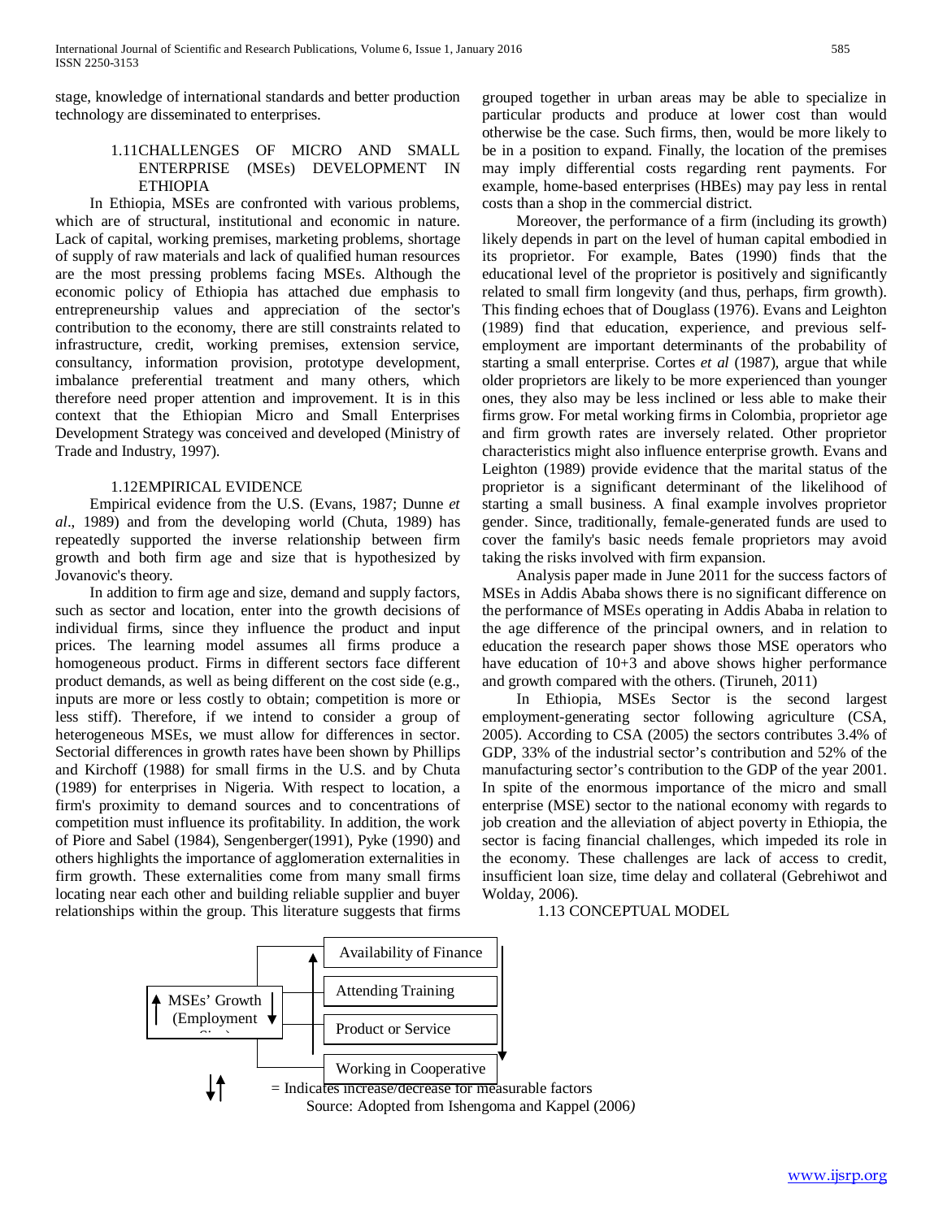stage, knowledge of international standards and better production technology are disseminated to enterprises.

### 1.11 CHALLENGES OF MICRO AND SMALL ENTERPRISE (MSEs) DEVELOPMENT IN ETHIOPIA

In Ethiopia, MSEs are confronted with various problems, which are of structural, institutional and economic in nature. Lack of capital, working premises, marketing problems, shortage of supply of raw materials and lack of qualified human resources are the most pressing problems facing MSEs. Although the economic policy of Ethiopia has attached due emphasis to entrepreneurship values and appreciation of the sector's contribution to the economy, there are still constraints related to infrastructure, credit, working premises, extension service, consultancy, information provision, prototype development, imbalance preferential treatment and many others, which therefore need proper attention and improvement. It is in this context that the Ethiopian Micro and Small Enterprises Development Strategy was conceived and developed (Ministry of Trade and Industry, 1997).

### 1.12 EMPIRICAL EVIDENCE

Empirical evidence from the U.S. (Evans, 1987; Dunne *et al*., 1989) and from the developing world (Chuta, 1989) has repeatedly supported the inverse relationship between firm growth and both firm age and size that is hypothesized by Jovanovic's theory.

In addition to firm age and size, demand and supply factors, such as sector and location, enter into the growth decisions of individual firms, since they influence the product and input prices. The learning model assumes all firms produce a homogeneous product. Firms in different sectors face different product demands, as well as being different on the cost side (e.g., inputs are more or less costly to obtain; competition is more or less stiff). Therefore, if we intend to consider a group of heterogeneous MSEs, we must allow for differences in sector. Sectorial differences in growth rates have been shown by Phillips and Kirchoff (1988) for small firms in the U.S. and by Chuta (1989) for enterprises in Nigeria. With respect to location, a firm's proximity to demand sources and to concentrations of competition must influence its profitability. In addition, the work of Piore and Sabel (1984), Sengenberger(1991), Pyke (1990) and others highlights the importance of agglomeration externalities in firm growth. These externalities come from many small firms locating near each other and building reliable supplier and buyer relationships within the group. This literature suggests that firms grouped together in urban areas may be able to specialize in particular products and produce at lower cost than would otherwise be the case. Such firms, then, would be more likely to be in a position to expand. Finally, the location of the premises may imply differential costs regarding rent payments. For example, home-based enterprises (HBEs) may pay less in rental costs than a shop in the commercial district.

Moreover, the performance of a firm (including its growth) likely depends in part on the level of human capital embodied in its proprietor. For example, Bates (1990) finds that the educational level of the proprietor is positively and significantly related to small firm longevity (and thus, perhaps, firm growth). This finding echoes that of Douglass (1976). Evans and Leighton (1989) find that education, experience, and previous self-employment are important determinants of the probability of starting a small enterprise. Cortes *et al* (1987), argue that while older proprietors are likely to be more experienced than younger ones, they also may be less inclined or less able to make their firms grow. For metal working firms in Colombia, proprietor age and firm growth rates are inversely related. Other proprietor characteristics might also influence enterprise growth. Evans and Leighton (1989) provide evidence that the marital status of the proprietor is a significant determinant of the likelihood of starting a small business. A final example involves proprietor gender. Since, traditionally, female-generated funds are used to cover the family's basic needs female proprietors may avoid taking the risks involved with firm expansion.

Analysis paper made in June 2011 for the success factors of MSEs in Addis Ababa shows there is no significant difference on the performance of MSEs operating in Addis Ababa in relation to the age difference of the principal owners, and in relation to education the research paper shows those MSE operators who have education of 10+3 and above shows higher performance and growth compared with the others. (Tiruneh, 2011)

In Ethiopia, MSEs Sector is the second largest employment-generating sector following agriculture (CSA, 2005). According to CSA (2005) the sectors contributes 3.4% of GDP, 33% of the industrial sector's contribution and 52% of the manufacturing sector's contribution to the GDP of the year 2001. In spite of the enormous importance of the micro and small enterprise (MSE) sector to the national economy with regards to job creation and the alleviation of abject poverty in Ethiopia, the sector is facing financial challenges, which impeded its role in the economy. These challenges are lack of access to credit, insufficient loan size, time delay and collateral (Gebrehiwot and Wolday, 2006).

### 1.13 CONCEPTUAL MODEL

MSEs' Growth (Employment Size)

- Availability of Finance
- Attending Training
- Product or Service
- Working in Cooperative

↓↑ = Indicates increase/decrease for measurable factors

Source: Adopted from Ishengoma and Kappel (2006)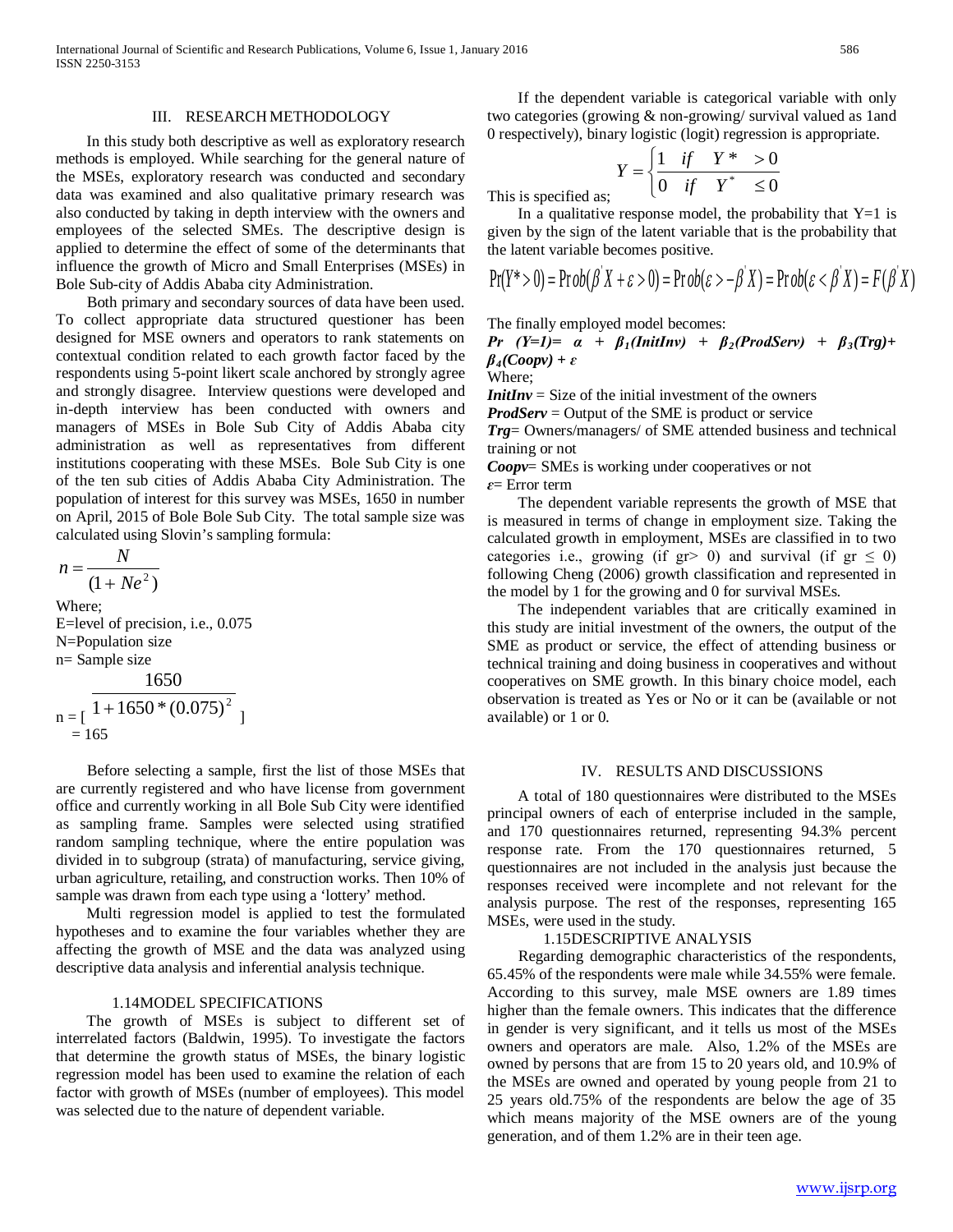## III. RESEARCH METHODOLOGY

In this study both descriptive as well as exploratory research methods is employed. While searching for the general nature of the MSEs, exploratory research was conducted and secondary data was examined and also qualitative primary research was also conducted by taking in depth interview with the owners and employees of the selected SMEs. The descriptive design is applied to determine the effect of some of the determinants that influence the growth of Micro and Small Enterprises (MSEs) in Bole Sub-city of Addis Ababa city Administration.

Both primary and secondary sources of data have been used. To collect appropriate data structured questioner has been designed for MSE owners and operators to rank statements on contextual condition related to each growth factor faced by the respondents using 5-point likert scale anchored by strongly agree and strongly disagree. Interview questions were developed and in-depth interview has been conducted with owners and managers of MSEs in Bole Sub City of Addis Ababa city administration as well as representatives from different institutions cooperating with these MSEs. Bole Sub City is one of the ten sub cities of Addis Ababa City Administration. The population of interest for this survey was MSEs, 1650 in number on April, 2015 of Bole Bole Sub City. The total sample size was calculated using Slovin's sampling formula:

$$n = \frac{N}{(1 + Ne^2)}$$

Where;
E=level of precision, i.e., 0.075
N=Population size
n= Sample size

$$n = \left[\frac{1650}{1 + 1650 * (0.075)^2}\right]$$
$$= 165$$

Before selecting a sample, first the list of those MSEs that are currently registered and who have license from government office and currently working in all Bole Sub City were identified as sampling frame. Samples were selected using stratified random sampling technique, where the entire population was divided in to subgroup (strata) of manufacturing, service giving, urban agriculture, retailing, and construction works. Then 10% of sample was drawn from each type using a 'lottery' method.

Multi regression model is applied to test the formulated hypotheses and to examine the four variables whether they are affecting the growth of MSE and the data was analyzed using descriptive data analysis and inferential analysis technique.

### 1.14MODEL SPECIFICATIONS

The growth of MSEs is subject to different set of interrelated factors (Baldwin, 1995). To investigate the factors that determine the growth status of MSEs, the binary logistic regression model has been used to examine the relation of each factor with growth of MSEs (number of employees). This model was selected due to the nature of dependent variable.

If the dependent variable is categorical variable with only two categories (growing & non-growing/ survival valued as 1and 0 respectively), binary logistic (logit) regression is appropriate.

This is specified as;

$$Y = \begin{cases} 1 & if \quad Y^* > 0 \\ 0 & if \quad Y^* \leq 0 \end{cases}$$

In a qualitative response model, the probability that Y=1 is given by the sign of the latent variable that is the probability that the latent variable becomes positive.

$$\Pr(Y^* > 0) = \Pr ob(\beta' X + \varepsilon > 0) = \Pr ob(\varepsilon > -\beta' X) = \Pr ob(\varepsilon < \beta' X) = F(\beta' X)$$

The finally employed model becomes:

***Pr (Y=1)=*** $\alpha + \beta_1(InitInv) + \beta_2(ProdServ) + \beta_3(Trg) + \beta_4(Coopv) + \varepsilon$

Where;

***InitInv*** = Size of the initial investment of the owners
***ProdServ*** = Output of the SME is product or service
***Trg***= Owners/managers/ of SME attended business and technical training or not
***Coopv***= SMEs is working under cooperatives or not
$\varepsilon$= Error term

The dependent variable represents the growth of MSE that is measured in terms of change in employment size. Taking the calculated growth in employment, MSEs are classified in to two categories i.e., growing (if gr> 0) and survival (if gr $\leq$ 0) following Cheng (2006) growth classification and represented in the model by 1 for the growing and 0 for survival MSEs.

The independent variables that are critically examined in this study are initial investment of the owners, the output of the SME as product or service, the effect of attending business or technical training and doing business in cooperatives and without cooperatives on SME growth. In this binary choice model, each observation is treated as Yes or No or it can be (available or not available) or 1 or 0.

## IV. RESULTS AND DISCUSSIONS

A total of 180 questionnaires were distributed to the MSEs principal owners of each of enterprise included in the sample, and 170 questionnaires returned, representing 94.3% percent response rate. From the 170 questionnaires returned, 5 questionnaires are not included in the analysis just because the responses received were incomplete and not relevant for the analysis purpose. The rest of the responses, representing 165 MSEs, were used in the study.

### 1.15DESCRIPTIVE ANALYSIS

Regarding demographic characteristics of the respondents, 65.45% of the respondents were male while 34.55% were female. According to this survey, male MSE owners are 1.89 times higher than the female owners. This indicates that the difference in gender is very significant, and it tells us most of the MSEs owners and operators are male. Also, 1.2% of the MSEs are owned by persons that are from 15 to 20 years old, and 10.9% of the MSEs are owned and operated by young people from 21 to 25 years old.75% of the respondents are below the age of 35 which means majority of the MSE owners are of the young generation, and of them 1.2% are in their teen age.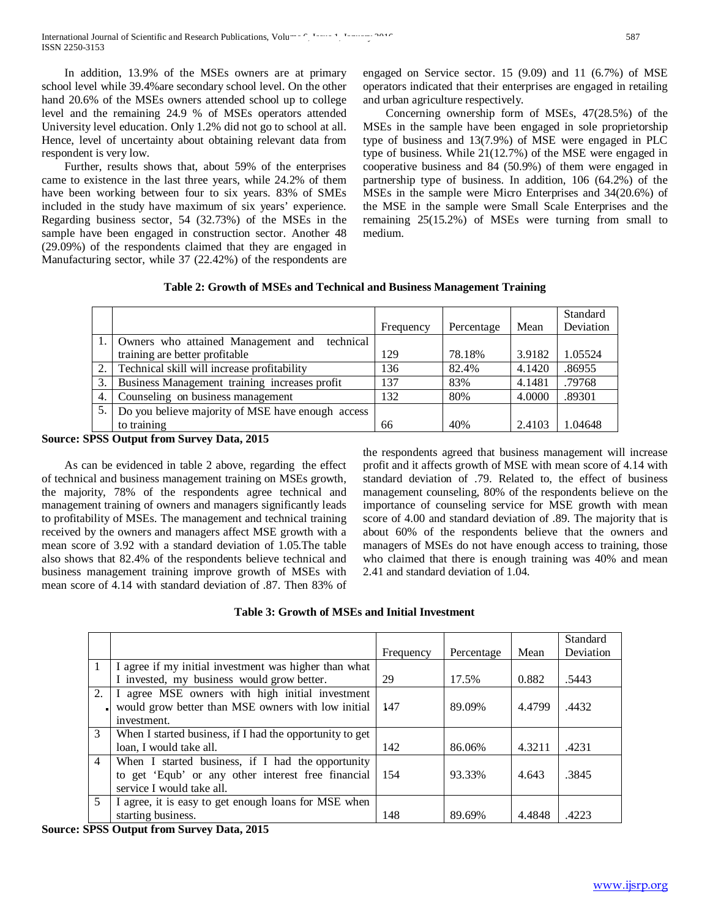In addition, 13.9% of the MSEs owners are at primary school level while 39.4%are secondary school level. On the other hand 20.6% of the MSEs owners attended school up to college level and the remaining 24.9 % of MSEs operators attended University level education. Only 1.2% did not go to school at all. Hence, level of uncertainty about obtaining relevant data from respondent is very low.

Further, results shows that, about 59% of the enterprises came to existence in the last three years, while 24.2% of them have been working between four to six years. 83% of SMEs included in the study have maximum of six years' experience. Regarding business sector, 54 (32.73%) of the MSEs in the sample have been engaged in construction sector. Another 48 (29.09%) of the respondents claimed that they are engaged in Manufacturing sector, while 37 (22.42%) of the respondents are engaged on Service sector. 15 (9.09) and 11 (6.7%) of MSE operators indicated that their enterprises are engaged in retailing and urban agriculture respectively.

Concerning ownership form of MSEs, 47(28.5%) of the MSEs in the sample have been engaged in sole proprietorship type of business and 13(7.9%) of MSE were engaged in PLC type of business. While 21(12.7%) of the MSE were engaged in cooperative business and 84 (50.9%) of them were engaged in partnership type of business. In addition, 106 (64.2%) of the MSEs in the sample were Micro Enterprises and 34(20.6%) of the MSE in the sample were Small Scale Enterprises and the remaining 25(15.2%) of MSEs were turning from small to medium.

**Table 2: Growth of MSEs and Technical and Business Management Training**

| | | Frequency | Percentage | Mean | Standard Deviation |
|---|---|---|---|---|---|
| 1. | Owners who attained Management and technical training are better profitable | 129 | 78.18% | 3.9182 | 1.05524 |
| 2. | Technical skill will increase profitability | 136 | 82.4% | 4.1420 | .86955 |
| 3. | Business Management training increases profit | 137 | 83% | 4.1481 | .79768 |
| 4. | Counseling on business management | 132 | 80% | 4.0000 | .89301 |
| 5. | Do you believe majority of MSE have enough access to training | 66 | 40% | 2.4103 | 1.04648 |

**Source: SPSS Output from Survey Data, 2015**

As can be evidenced in table 2 above, regarding the effect of technical and business management training on MSEs growth, the majority, 78% of the respondents agree technical and management training of owners and managers significantly leads to profitability of MSEs. The management and technical training received by the owners and managers affect MSE growth with a mean score of 3.92 with a standard deviation of 1.05.The table also shows that 82.4% of the respondents believe technical and business management training improve growth of MSEs with mean score of 4.14 with standard deviation of .87. Then 83% of the respondents agreed that business management will increase profit and it affects growth of MSE with mean score of 4.14 with standard deviation of .79. Related to, the effect of business management counseling, 80% of the respondents believe on the importance of counseling service for MSE growth with mean score of 4.00 and standard deviation of .89. The majority that is about 60% of the respondents believe that the owners and managers of MSEs do not have enough access to training, those who claimed that there is enough training was 40% and mean 2.41 and standard deviation of 1.04.

**Table 3: Growth of MSEs and Initial Investment**

| | | Frequency | Percentage | Mean | Standard Deviation |
|---|---|---|---|---|---|
| 1 | I agree if my initial investment was higher than what I invested, my business would grow better. | 29 | 17.5% | 0.882 | .5443 |
| 2. | I agree MSE owners with high initial investment would grow better than MSE owners with low initial investment. | 147 | 89.09% | 4.4799 | .4432 |
| 3 | When I started business, if I had the opportunity to get loan, I would take all. | 142 | 86.06% | 4.3211 | .4231 |
| 4 | When I started business, if I had the opportunity to get 'Equb' or any other interest free financial service I would take all. | 154 | 93.33% | 4.643 | .3845 |
| 5 | I agree, it is easy to get enough loans for MSE when starting business. | 148 | 89.69% | 4.4848 | .4223 |

**Source: SPSS Output from Survey Data, 2015**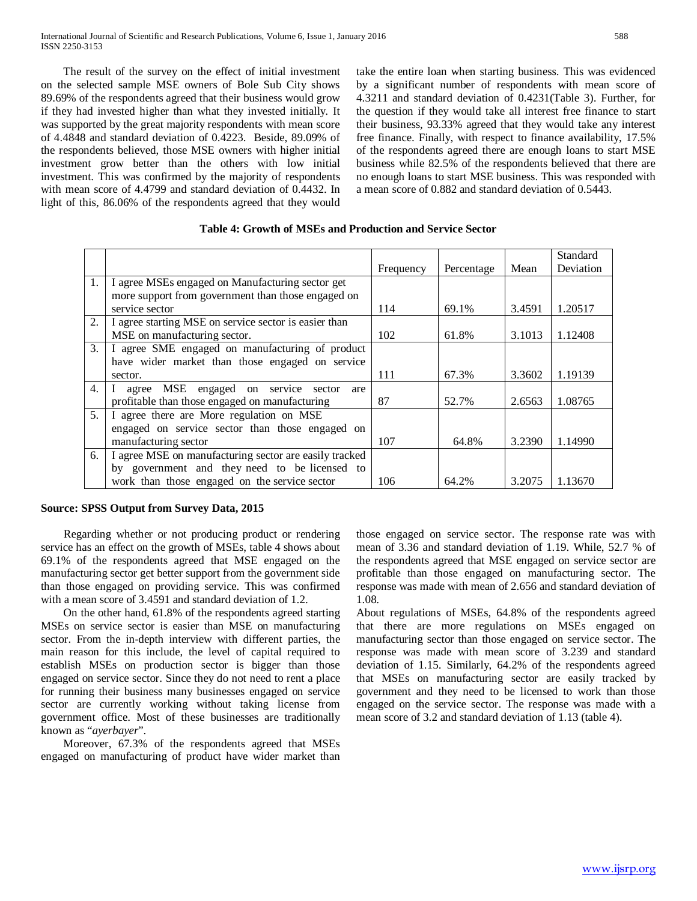The result of the survey on the effect of initial investment on the selected sample MSE owners of Bole Sub City shows 89.69% of the respondents agreed that their business would grow if they had invested higher than what they invested initially. It was supported by the great majority respondents with mean score of 4.4848 and standard deviation of 0.4223. Beside, 89.09% of the respondents believed, those MSE owners with higher initial investment grow better than the others with low initial investment. This was confirmed by the majority of respondents with mean score of 4.4799 and standard deviation of 0.4432. In light of this, 86.06% of the respondents agreed that they would take the entire loan when starting business. This was evidenced by a significant number of respondents with mean score of 4.3211 and standard deviation of 0.4231(Table 3). Further, for the question if they would take all interest free finance to start their business, 93.33% agreed that they would take any interest free finance. Finally, with respect to finance availability, 17.5% of the respondents agreed there are enough loans to start MSE business while 82.5% of the respondents believed that there are no enough loans to start MSE business. This was responded with a mean score of 0.882 and standard deviation of 0.5443.

**Table 4: Growth of MSEs and Production and Service Sector**

| | | Frequency | Percentage | Mean | Standard Deviation |
|---|---|---|---|---|---|
| 1. | I agree MSEs engaged on Manufacturing sector get more support from government than those engaged on service sector | 114 | 69.1% | 3.4591 | 1.20517 |
| 2. | I agree starting MSE on service sector is easier than MSE on manufacturing sector. | 102 | 61.8% | 3.1013 | 1.12408 |
| 3. | I agree SME engaged on manufacturing of product have wider market than those engaged on service sector. | 111 | 67.3% | 3.3602 | 1.19139 |
| 4. | I agree MSE engaged on service sector are profitable than those engaged on manufacturing | 87 | 52.7% | 2.6563 | 1.08765 |
| 5. | I agree there are More regulation on MSE engaged on service sector than those engaged on manufacturing sector | 107 | 64.8% | 3.2390 | 1.14990 |
| 6. | I agree MSE on manufacturing sector are easily tracked by government and they need to be licensed to work than those engaged on the service sector | 106 | 64.2% | 3.2075 | 1.13670 |

**Source: SPSS Output from Survey Data, 2015**

Regarding whether or not producing product or rendering service has an effect on the growth of MSEs, table 4 shows about 69.1% of the respondents agreed that MSE engaged on the manufacturing sector get better support from the government side than those engaged on providing service. This was confirmed with a mean score of 3.4591 and standard deviation of 1.2.

On the other hand, 61.8% of the respondents agreed starting MSEs on service sector is easier than MSE on manufacturing sector. From the in-depth interview with different parties, the main reason for this include, the level of capital required to establish MSEs on production sector is bigger than those engaged on service sector. Since they do not need to rent a place for running their business many businesses engaged on service sector are currently working without taking license from government office. Most of these businesses are traditionally known as "*ayerbayer*".

Moreover, 67.3% of the respondents agreed that MSEs engaged on manufacturing of product have wider market than those engaged on service sector. The response rate was with mean of 3.36 and standard deviation of 1.19. While, 52.7 % of the respondents agreed that MSE engaged on service sector are profitable than those engaged on manufacturing sector. The response was made with mean of 2.656 and standard deviation of 1.08.

About regulations of MSEs, 64.8% of the respondents agreed that there are more regulations on MSEs engaged on manufacturing sector than those engaged on service sector. The response was made with mean score of 3.239 and standard deviation of 1.15. Similarly, 64.2% of the respondents agreed that MSEs on manufacturing sector are easily tracked by government and they need to be licensed to work than those engaged on the service sector. The response was made with a mean score of 3.2 and standard deviation of 1.13 (table 4).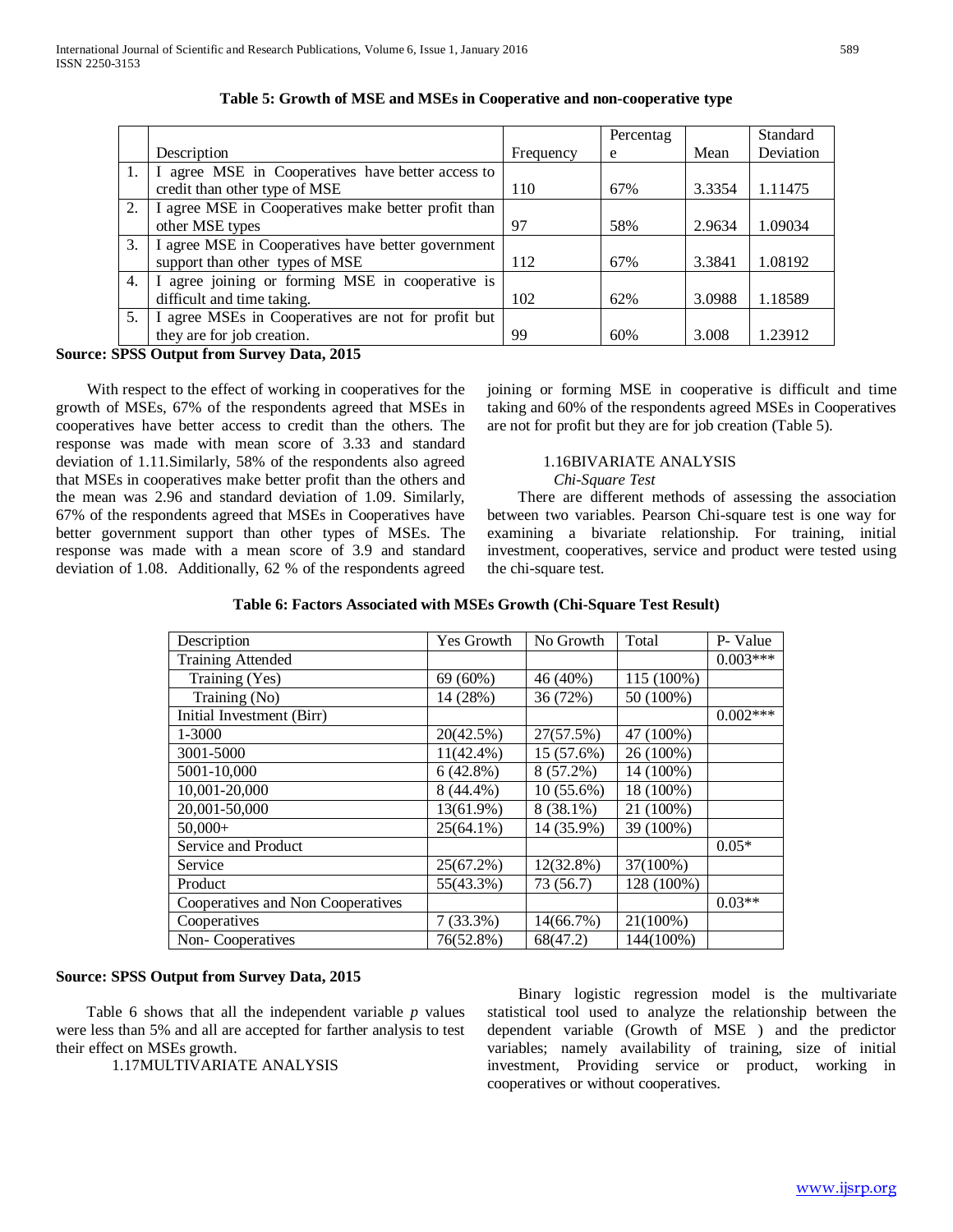**Table 5: Growth of MSE and MSEs in Cooperative and non-cooperative type**

| | Description | Frequency | Percentage | Mean | Standard Deviation |
|---|---|---|---|---|---|
| 1. | I agree MSE in Cooperatives have better access to credit than other type of MSE | 110 | 67% | 3.3354 | 1.11475 |
| 2. | I agree MSE in Cooperatives make better profit than other MSE types | 97 | 58% | 2.9634 | 1.09034 |
| 3. | I agree MSE in Cooperatives have better government support than other types of MSE | 112 | 67% | 3.3841 | 1.08192 |
| 4. | I agree joining or forming MSE in cooperative is difficult and time taking. | 102 | 62% | 3.0988 | 1.18589 |
| 5. | I agree MSEs in Cooperatives are not for profit but they are for job creation. | 99 | 60% | 3.008 | 1.23912 |

**Source: SPSS Output from Survey Data, 2015**

With respect to the effect of working in cooperatives for the growth of MSEs, 67% of the respondents agreed that MSEs in cooperatives have better access to credit than the others. The response was made with mean score of 3.33 and standard deviation of 1.11.Similarly, 58% of the respondents also agreed that MSEs in cooperatives make better profit than the others and the mean was 2.96 and standard deviation of 1.09. Similarly, 67% of the respondents agreed that MSEs in Cooperatives have better government support than other types of MSEs. The response was made with a mean score of 3.9 and standard deviation of 1.08. Additionally, 62 % of the respondents agreed joining or forming MSE in cooperative is difficult and time taking and 60% of the respondents agreed MSEs in Cooperatives are not for profit but they are for job creation (Table 5).

## 1.16BIVARIATE ANALYSIS

*Chi-Square Test*

There are different methods of assessing the association between two variables. Pearson Chi-square test is one way for examining a bivariate relationship. For training, initial investment, cooperatives, service and product were tested using the chi-square test.

**Table 6: Factors Associated with MSEs Growth (Chi-Square Test Result)**

| Description | Yes Growth | No Growth | Total | P- Value |
|---|---|---|---|---|
| Training Attended | | | | 0.003*** |
| Training (Yes) | 69 (60%) | 46 (40%) | 115 (100%) | |
| Training (No) | 14 (28%) | 36 (72%) | 50 (100%) | |
| Initial Investment (Birr) | | | | 0.002*** |
| 1-3000 | 20(42.5%) | 27(57.5%) | 47 (100%) | |
| 3001-5000 | 11(42.4%) | 15 (57.6%) | 26 (100%) | |
| 5001-10,000 | 6 (42.8%) | 8 (57.2%) | 14 (100%) | |
| 10,001-20,000 | 8 (44.4%) | 10 (55.6%) | 18 (100%) | |
| 20,001-50,000 | 13(61.9%) | 8 (38.1%) | 21 (100%) | |
| 50,000+ | 25(64.1%) | 14 (35.9%) | 39 (100%) | |
| Service and Product | | | | 0.05* |
| Service | 25(67.2%) | 12(32.8%) | 37(100%) | |
| Product | 55(43.3%) | 73 (56.7) | 128 (100%) | |
| Cooperatives and Non Cooperatives | | | | 0.03** |
| Cooperatives | 7 (33.3%) | 14(66.7%) | 21(100%) | |
| Non- Cooperatives | 76(52.8%) | 68(47.2) | 144(100%) | |

**Source: SPSS Output from Survey Data, 2015**

Table 6 shows that all the independent variable *p* values were less than 5% and all are accepted for farther analysis to test their effect on MSEs growth.

## 1.17MULTIVARIATE ANALYSIS

Binary logistic regression model is the multivariate statistical tool used to analyze the relationship between the dependent variable (Growth of MSE ) and the predictor variables; namely availability of training, size of initial investment, Providing service or product, working in cooperatives or without cooperatives.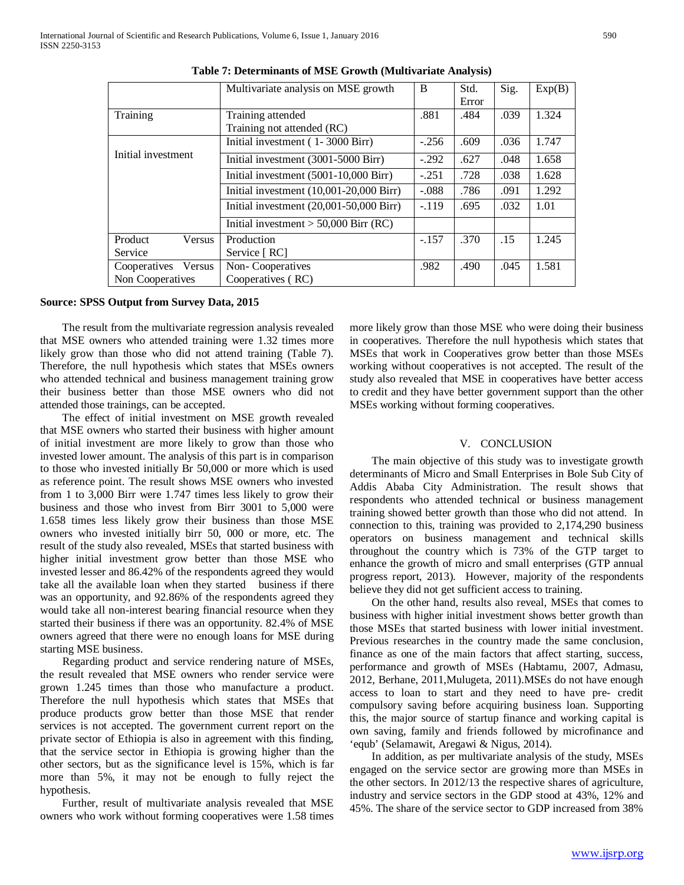**Table 7: Determinants of MSE Growth (Multivariate Analysis)**

| | Multivariate analysis on MSE growth | B | Std. Error | Sig. | Exp(B) |
|---|---|---|---|---|---|
| Training | Training attended<br>Training not attended (RC) | .881 | .484 | .039 | 1.324 |
| Initial investment | Initial investment ( 1- 3000 Birr) | -.256 | .609 | .036 | 1.747 |
| | Initial investment (3001-5000 Birr) | -.292 | .627 | .048 | 1.658 |
| | Initial investment (5001-10,000 Birr) | -.251 | .728 | .038 | 1.628 |
| | Initial investment (10,001-20,000 Birr) | -.088 | .786 | .091 | 1.292 |
| | Initial investment (20,001-50,000 Birr) | -.119 | .695 | .032 | 1.01 |
| | Initial investment > 50,000 Birr (RC) | | | | |
| Product Versus Service | Production<br>Service [ RC] | -.157 | .370 | .15 | 1.245 |
| Cooperatives Versus Non Cooperatives | Non- Cooperatives<br>Cooperatives ( RC) | .982 | .490 | .045 | 1.581 |

**Source: SPSS Output from Survey Data, 2015**

The result from the multivariate regression analysis revealed that MSE owners who attended training were 1.32 times more likely grow than those who did not attend training (Table 7). Therefore, the null hypothesis which states that MSEs owners who attended technical and business management training grow their business better than those MSE owners who did not attended those trainings, can be accepted.

The effect of initial investment on MSE growth revealed that MSE owners who started their business with higher amount of initial investment are more likely to grow than those who invested lower amount. The analysis of this part is in comparison to those who invested initially Br 50,000 or more which is used as reference point. The result shows MSE owners who invested from 1 to 3,000 Birr were 1.747 times less likely to grow their business and those who invest from Birr 3001 to 5,000 were 1.658 times less likely grow their business than those MSE owners who invested initially birr 50, 000 or more, etc. The result of the study also revealed, MSEs that started business with higher initial investment grow better than those MSE who invested lesser and 86.42% of the respondents agreed they would take all the available loan when they started business if there was an opportunity, and 92.86% of the respondents agreed they would take all non-interest bearing financial resource when they started their business if there was an opportunity. 82.4% of MSE owners agreed that there were no enough loans for MSE during starting MSE business.

Regarding product and service rendering nature of MSEs, the result revealed that MSE owners who render service were grown 1.245 times than those who manufacture a product. Therefore the null hypothesis which states that MSEs that produce products grow better than those MSE that render services is not accepted. The government current report on the private sector of Ethiopia is also in agreement with this finding, that the service sector in Ethiopia is growing higher than the other sectors, but as the significance level is 15%, which is far more than 5%, it may not be enough to fully reject the hypothesis.

Further, result of multivariate analysis revealed that MSE owners who work without forming cooperatives were 1.58 times more likely grow than those MSE who were doing their business in cooperatives. Therefore the null hypothesis which states that MSEs that work in Cooperatives grow better than those MSEs working without cooperatives is not accepted. The result of the study also revealed that MSE in cooperatives have better access to credit and they have better government support than the other MSEs working without forming cooperatives.

## V. CONCLUSION

The main objective of this study was to investigate growth determinants of Micro and Small Enterprises in Bole Sub City of Addis Ababa City Administration. The result shows that respondents who attended technical or business management training showed better growth than those who did not attend. In connection to this, training was provided to 2,174,290 business operators on business management and technical skills throughout the country which is 73% of the GTP target to enhance the growth of micro and small enterprises (GTP annual progress report, 2013). However, majority of the respondents believe they did not get sufficient access to training.

On the other hand, results also reveal, MSEs that comes to business with higher initial investment shows better growth than those MSEs that started business with lower initial investment. Previous researches in the country made the same conclusion, finance as one of the main factors that affect starting, success, performance and growth of MSEs (Habtamu, 2007, Admasu, 2012, Berhane, 2011,Mulugeta, 2011).MSEs do not have enough access to loan to start and they need to have pre- credit compulsory saving before acquiring business loan. Supporting this, the major source of startup finance and working capital is own saving, family and friends followed by microfinance and 'equb' (Selamawit, Aregawi & Nigus, 2014).

In addition, as per multivariate analysis of the study, MSEs engaged on the service sector are growing more than MSEs in the other sectors. In 2012/13 the respective shares of agriculture, industry and service sectors in the GDP stood at 43%, 12% and 45%. The share of the service sector to GDP increased from 38%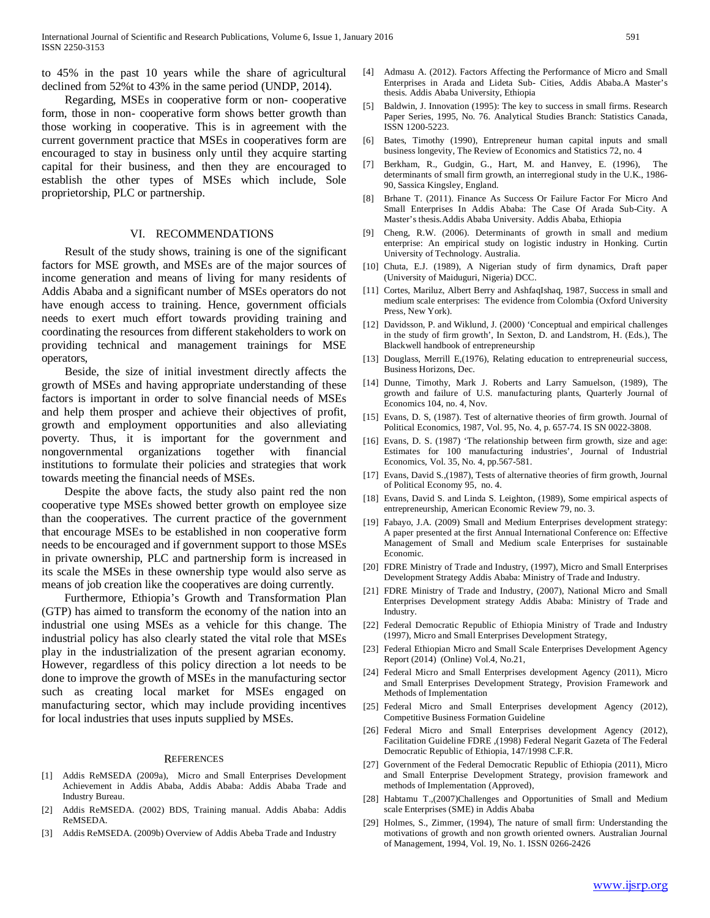to 45% in the past 10 years while the share of agricultural declined from 52%t to 43% in the same period (UNDP, 2014).

Regarding, MSEs in cooperative form or non- cooperative form, those in non- cooperative form shows better growth than those working in cooperative. This is in agreement with the current government practice that MSEs in cooperatives form are encouraged to stay in business only until they acquire starting capital for their business, and then they are encouraged to establish the other types of MSEs which include, Sole proprietorship, PLC or partnership.

## VI. RECOMMENDATIONS

Result of the study shows, training is one of the significant factors for MSE growth, and MSEs are of the major sources of income generation and means of living for many residents of Addis Ababa and a significant number of MSEs operators do not have enough access to training. Hence, government officials needs to exert much effort towards providing training and coordinating the resources from different stakeholders to work on providing technical and management trainings for MSE operators,

Beside, the size of initial investment directly affects the growth of MSEs and having appropriate understanding of these factors is important in order to solve financial needs of MSEs and help them prosper and achieve their objectives of profit, growth and employment opportunities and also alleviating poverty. Thus, it is important for the government and nongovernmental organizations together with financial institutions to formulate their policies and strategies that work towards meeting the financial needs of MSEs.

Despite the above facts, the study also paint red the non cooperative type MSEs showed better growth on employee size than the cooperatives. The current practice of the government that encourage MSEs to be established in non cooperative form needs to be encouraged and if government support to those MSEs in private ownership, PLC and partnership form is increased in its scale the MSEs in these ownership type would also serve as means of job creation like the cooperatives are doing currently.

Furthermore, Ethiopia's Growth and Transformation Plan (GTP) has aimed to transform the economy of the nation into an industrial one using MSEs as a vehicle for this change. The industrial policy has also clearly stated the vital role that MSEs play in the industrialization of the present agrarian economy. However, regardless of this policy direction a lot needs to be done to improve the growth of MSEs in the manufacturing sector such as creating local market for MSEs engaged on manufacturing sector, which may include providing incentives for local industries that uses inputs supplied by MSEs.

## REFERENCES

[1] Addis ReMSEDA (2009a), Micro and Small Enterprises Development Achievement in Addis Ababa, Addis Ababa: Addis Ababa Trade and Industry Bureau.

[2] Addis ReMSEDA. (2002) BDS, Training manual. Addis Ababa: Addis ReMSEDA.

[3] Addis ReMSEDA. (2009b) Overview of Addis Abeba Trade and Industry

[4] Admasu A. (2012). Factors Affecting the Performance of Micro and Small Enterprises in Arada and Lideta Sub- Cities, Addis Ababa.A Master's thesis. Addis Ababa University, Ethiopia

[5] Baldwin, J. Innovation (1995): The key to success in small firms. Research Paper Series, 1995, No. 76. Analytical Studies Branch: Statistics Canada, ISSN 1200-5223.

[6] Bates, Timothy (1990), Entrepreneur human capital inputs and small business longevity, The Review of Economics and Statistics 72, no. 4

[7] Berkham, R., Gudgin, G., Hart, M. and Hanvey, E. (1996), The determinants of small firm growth, an interregional study in the U.K., 1986-90, Sassica Kingsley, England.

[8] Brhane T. (2011). Finance As Success Or Failure Factor For Micro And Small Enterprises In Addis Ababa: The Case Of Arada Sub-City. A Master's thesis.Addis Ababa University. Addis Ababa, Ethiopia

[9] Cheng, R.W. (2006). Determinants of growth in small and medium enterprise: An empirical study on logistic industry in Honking. Curtin University of Technology. Australia.

[10] Chuta, E.J. (1989), A Nigerian study of firm dynamics, Draft paper (University of Maiduguri, Nigeria) DCC.

[11] Cortes, Mariluz, Albert Berry and AshfaqIshaq, 1987, Success in small and medium scale enterprises: The evidence from Colombia (Oxford University Press, New York).

[12] Davidsson, P. and Wiklund, J. (2000) 'Conceptual and empirical challenges in the study of firm growth', In Sexton, D. and Landstrom, H. (Eds.), The Blackwell handbook of entrepreneurship

[13] Douglass, Merrill E,(1976), Relating education to entrepreneurial success, Business Horizons, Dec.

[14] Dunne, Timothy, Mark J. Roberts and Larry Samuelson, (1989), The growth and failure of U.S. manufacturing plants, Quarterly Journal of Economics 104, no. 4, Nov.

[15] Evans, D. S, (1987). Test of alternative theories of firm growth. Journal of Political Economics, 1987, Vol. 95, No. 4, p. 657-74. IS SN 0022-3808.

[16] Evans, D. S. (1987) 'The relationship between firm growth, size and age: Estimates for 100 manufacturing industries', Journal of Industrial Economics, Vol. 35, No. 4, pp.567-581.

[17] Evans, David S.,(1987), Tests of alternative theories of firm growth, Journal of Political Economy 95, no. 4.

[18] Evans, David S. and Linda S. Leighton, (1989), Some empirical aspects of entrepreneurship, American Economic Review 79, no. 3.

[19] Fabayo, J.A. (2009) Small and Medium Enterprises development strategy: A paper presented at the first Annual International Conference on: Effective Management of Small and Medium scale Enterprises for sustainable Economic.

[20] FDRE Ministry of Trade and Industry, (1997), Micro and Small Enterprises Development Strategy Addis Ababa: Ministry of Trade and Industry.

[21] FDRE Ministry of Trade and Industry, (2007), National Micro and Small Enterprises Development strategy Addis Ababa: Ministry of Trade and Industry.

[22] Federal Democratic Republic of Ethiopia Ministry of Trade and Industry (1997), Micro and Small Enterprises Development Strategy,

[23] Federal Ethiopian Micro and Small Scale Enterprises Development Agency Report (2014) (Online) Vol.4, No.21,

[24] Federal Micro and Small Enterprises development Agency (2011), Micro and Small Enterprises Development Strategy, Provision Framework and Methods of Implementation

[25] Federal Micro and Small Enterprises development Agency (2012), Competitive Business Formation Guideline

[26] Federal Micro and Small Enterprises development Agency (2012), Facilitation Guideline FDRE ,(1998) Federal Negarit Gazeta of The Federal Democratic Republic of Ethiopia, 147/1998 C.F.R.

[27] Government of the Federal Democratic Republic of Ethiopia (2011), Micro and Small Enterprise Development Strategy, provision framework and methods of Implementation (Approved),

[28] Habtamu T.,(2007)Challenges and Opportunities of Small and Medium scale Enterprises (SME) in Addis Ababa

[29] Holmes, S., Zimmer, (1994), The nature of small firm: Understanding the motivations of growth and non growth oriented owners. Australian Journal of Management, 1994, Vol. 19, No. 1. ISSN 0266-2426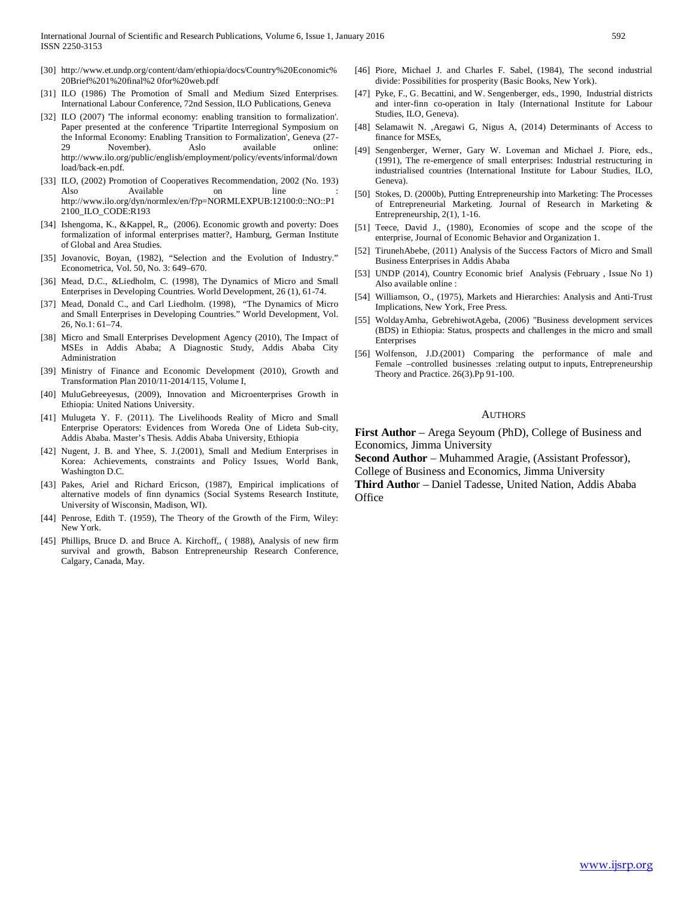[30] http://www.et.undp.org/content/dam/ethiopia/docs/Country%20Economic%20Brief%201%20final%2 0for%20web.pdf

[31] ILO (1986) The Promotion of Small and Medium Sized Enterprises. International Labour Conference, 72nd Session, ILO Publications, Geneva

[32] ILO (2007) 'The informal economy: enabling transition to formalization'. Paper presented at the conference 'Tripartite Interregional Symposium on the Informal Economy: Enabling Transition to Formalization', Geneva (27-29 November). Aslo available online: http://www.ilo.org/public/english/employment/policy/events/informal/download/back-en.pdf.

[33] ILO, (2002) Promotion of Cooperatives Recommendation, 2002 (No. 193) Also Available on line : http://www.ilo.org/dyn/normlex/en/f?p=NORMLEXPUB:12100:0::NO::P12100_ILO_CODE:R193

[34] Ishengoma, K., &Kappel, R,, (2006). Economic growth and poverty: Does formalization of informal enterprises matter?, Hamburg, German Institute of Global and Area Studies.

[35] Jovanovic, Boyan, (1982), "Selection and the Evolution of Industry." Econometrica, Vol. 50, No. 3: 649–670.

[36] Mead, D.C., &Liedholm, C. (1998), The Dynamics of Micro and Small Enterprises in Developing Countries. World Development, 26 (1), 61-74.

[37] Mead, Donald C., and Carl Liedholm. (1998), "The Dynamics of Micro and Small Enterprises in Developing Countries." World Development, Vol. 26, No.1: 61–74.

[38] Micro and Small Enterprises Development Agency (2010), The Impact of MSEs in Addis Ababa; A Diagnostic Study, Addis Ababa City Administration

[39] Ministry of Finance and Economic Development (2010), Growth and Transformation Plan 2010/11-2014/115, Volume I,

[40] MuluGebreeyesus, (2009), Innovation and Microenterprises Growth in Ethiopia: United Nations University.

[41] Mulugeta Y. F. (2011). The Livelihoods Reality of Micro and Small Enterprise Operators: Evidences from Woreda One of Lideta Sub-city, Addis Ababa. Master's Thesis. Addis Ababa University, Ethiopia

[42] Nugent, J. B. and Yhee, S. J.(2001), Small and Medium Enterprises in Korea: Achievements, constraints and Policy Issues, World Bank, Washington D.C.

[43] Pakes, Ariel and Richard Ericson, (1987), Empirical implications of alternative models of finn dynamics (Social Systems Research Institute, University of Wisconsin, Madison, WI).

[44] Penrose, Edith T. (1959), The Theory of the Growth of the Firm, Wiley: New York.

[45] Phillips, Bruce D. and Bruce A. Kirchoff,, ( 1988), Analysis of new firm survival and growth, Babson Entrepreneurship Research Conference, Calgary, Canada, May.

[46] Piore, Michael J. and Charles F. Sabel, (1984), The second industrial divide: Possibilities for prosperity (Basic Books, New York).

[47] Pyke, F., G. Becattini, and W. Sengenberger, eds., 1990, Industrial districts and inter-finn co-operation in Italy (International Institute for Labour Studies, ILO, Geneva).

[48] Selamawit N. ,Aregawi G, Nigus A, (2014) Determinants of Access to finance for MSEs,

[49] Sengenberger, Werner, Gary W. Loveman and Michael J. Piore, eds., (1991), The re-emergence of small enterprises: Industrial restructuring in industrialised countries (International Institute for Labour Studies, ILO, Geneva).

[50] Stokes, D. (2000b), Putting Entrepreneurship into Marketing: The Processes of Entrepreneurial Marketing. Journal of Research in Marketing & Entrepreneurship, 2(1), 1-16.

[51] Teece, David J., (1980), Economies of scope and the scope of the enterprise, Journal of Economic Behavior and Organization 1.

[52] TirunehAbebe, (2011) Analysis of the Success Factors of Micro and Small Business Enterprises in Addis Ababa

[53] UNDP (2014), Country Economic brief Analysis (February , Issue No 1) Also available online :

[54] Williamson, O., (1975), Markets and Hierarchies: Analysis and Anti-Trust Implications, New York, Free Press.

[55] WoldayAmha, GebrehiwotAgeba, (2006) "Business development services (BDS) in Ethiopia: Status, prospects and challenges in the micro and small Enterprises

[56] Wolfenson, J.D.(2001) Comparing the performance of male and Female –controlled businesses :relating output to inputs, Entrepreneurship Theory and Practice. 26(3).Pp 91-100.

## AUTHORS

**First Author** – Arega Seyoum (PhD), College of Business and Economics, Jimma University

**Second Author** – Muhammed Aragie, (Assistant Professor), College of Business and Economics, Jimma University

**Third Author** – Daniel Tadesse, United Nation, Addis Ababa Office